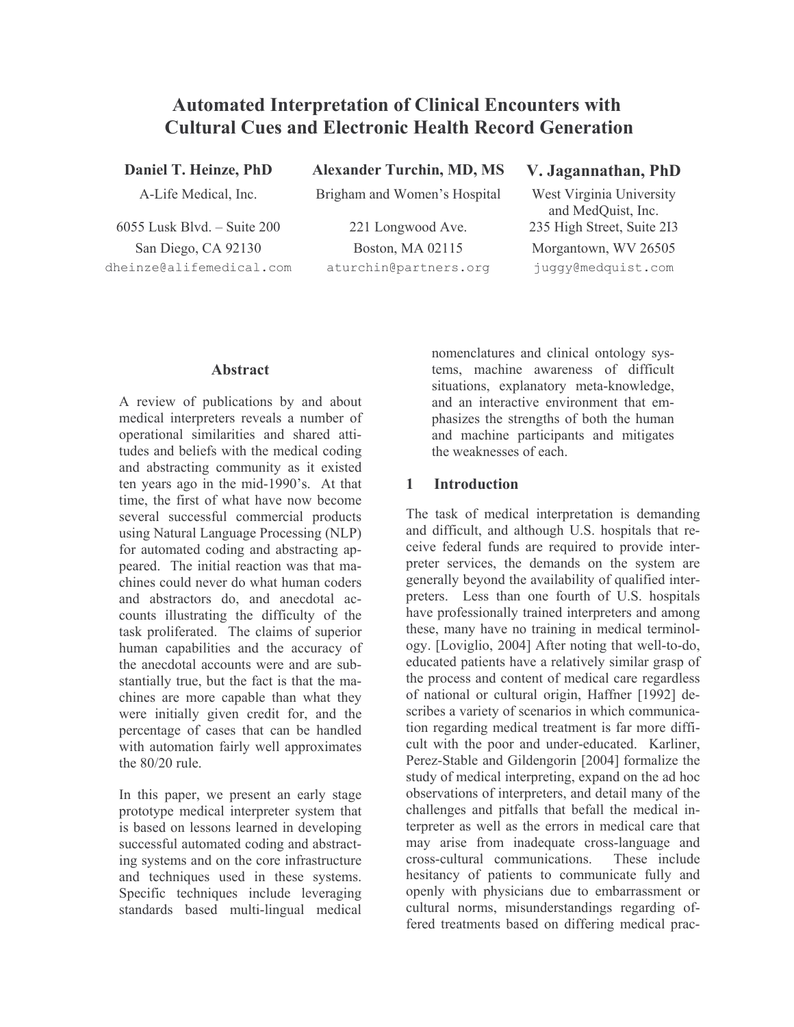# Automated Interpretation of Clinical Encounters with Cultural Cues and Electronic Health Record Generation

**Daniel T. Heinze, PhD**
A-Life Medical, Inc.
6055 Lusk Blvd. – Suite 200
San Diego, CA 92130
dheinze@alifemedical.com

**Alexander Turchin, MD, MS**
Brigham and Women's Hospital
221 Longwood Ave.
Boston, MA 02115
aturchin@partners.org

**V. Jagannathan, PhD**
West Virginia University and MedQuist, Inc.
235 High Street, Suite 2I3
Morgantown, WV 26505
juggy@medquist.com

## Abstract

A review of publications by and about medical interpreters reveals a number of operational similarities and shared attitudes and beliefs with the medical coding and abstracting community as it existed ten years ago in the mid-1990's. At that time, the first of what have now become several successful commercial products using Natural Language Processing (NLP) for automated coding and abstracting appeared. The initial reaction was that machines could never do what human coders and abstractors do, and anecdotal accounts illustrating the difficulty of the task proliferated. The claims of superior human capabilities and the accuracy of the anecdotal accounts were and are substantially true, but the fact is that the machines are more capable than what they were initially given credit for, and the percentage of cases that can be handled with automation fairly well approximates the 80/20 rule.

In this paper, we present an early stage prototype medical interpreter system that is based on lessons learned in developing successful automated coding and abstracting systems and on the core infrastructure and techniques used in these systems. Specific techniques include leveraging standards based multi-lingual medical nomenclatures and clinical ontology systems, machine awareness of difficult situations, explanatory meta-knowledge, and an interactive environment that emphasizes the strengths of both the human and machine participants and mitigates the weaknesses of each.

## 1 Introduction

The task of medical interpretation is demanding and difficult, and although U.S. hospitals that receive federal funds are required to provide interpreter services, the demands on the system are generally beyond the availability of qualified interpreters. Less than one fourth of U.S. hospitals have professionally trained interpreters and among these, many have no training in medical terminology. [Loviglio, 2004] After noting that well-to-do, educated patients have a relatively similar grasp of the process and content of medical care regardless of national or cultural origin, Haffner [1992] describes a variety of scenarios in which communication regarding medical treatment is far more difficult with the poor and under-educated. Karliner, Perez-Stable and Gildengorin [2004] formalize the study of medical interpreting, expand on the ad hoc observations of interpreters, and detail many of the challenges and pitfalls that befall the medical interpreter as well as the errors in medical care that may arise from inadequate cross-language and cross-cultural communications. These include hesitancy of patients to communicate fully and openly with physicians due to embarrassment or cultural norms, misunderstandings regarding offered treatments based on differing medical prac-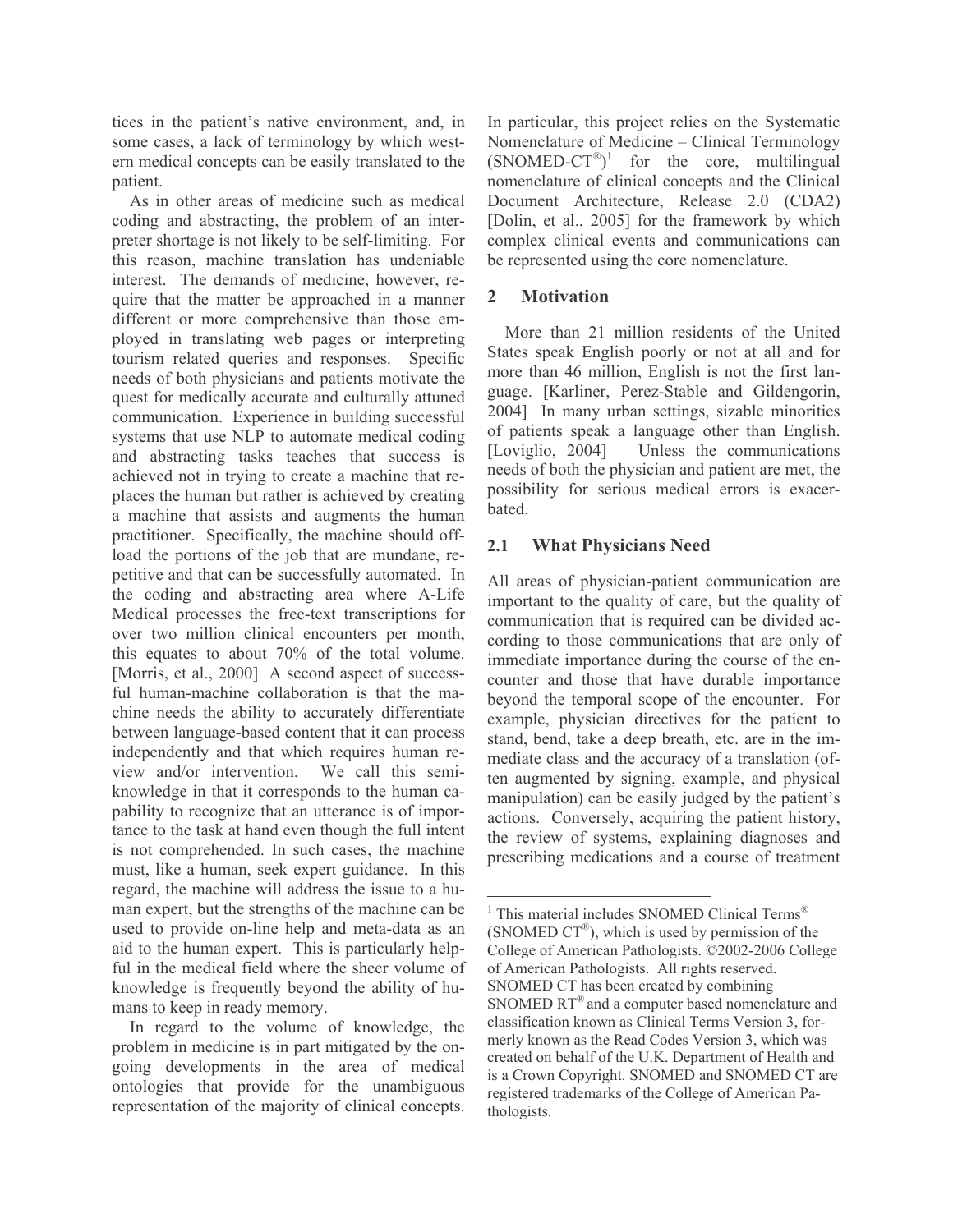tices in the patient's native environment, and, in some cases, a lack of terminology by which western medical concepts can be easily translated to the patient.

As in other areas of medicine such as medical coding and abstracting, the problem of an interpreter shortage is not likely to be self-limiting. For this reason, machine translation has undeniable interest. The demands of medicine, however, require that the matter be approached in a manner different or more comprehensive than those employed in translating web pages or interpreting tourism related queries and responses. Specific needs of both physicians and patients motivate the quest for medically accurate and culturally attuned communication. Experience in building successful systems that use NLP to automate medical coding and abstracting tasks teaches that success is achieved not in trying to create a machine that replaces the human but rather is achieved by creating a machine that assists and augments the human practitioner. Specifically, the machine should offload the portions of the job that are mundane, repetitive and that can be successfully automated. In the coding and abstracting area where A-Life Medical processes the free-text transcriptions for over two million clinical encounters per month, this equates to about 70% of the total volume. [Morris, et al., 2000] A second aspect of successful human-machine collaboration is that the machine needs the ability to accurately differentiate between language-based content that it can process independently and that which requires human review and/or intervention. We call this semi-knowledge in that it corresponds to the human capability to recognize that an utterance is of importance to the task at hand even though the full intent is not comprehended. In such cases, the machine must, like a human, seek expert guidance. In this regard, the machine will address the issue to a human expert, but the strengths of the machine can be used to provide on-line help and meta-data as an aid to the human expert. This is particularly helpful in the medical field where the sheer volume of knowledge is frequently beyond the ability of humans to keep in ready memory.

In regard to the volume of knowledge, the problem in medicine is in part mitigated by the ongoing developments in the area of medical ontologies that provide for the unambiguous representation of the majority of clinical concepts. In particular, this project relies on the Systematic Nomenclature of Medicine – Clinical Terminology (SNOMED-CT®)[1] for the core, multilingual nomenclature of clinical concepts and the Clinical Document Architecture, Release 2.0 (CDA2) [Dolin, et al., 2005] for the framework by which complex clinical events and communications can be represented using the core nomenclature.

## 2 Motivation

More than 21 million residents of the United States speak English poorly or not at all and for more than 46 million, English is not the first language. [Karliner, Perez-Stable and Gildengorin, 2004] In many urban settings, sizable minorities of patients speak a language other than English. [Loviglio, 2004] Unless the communications needs of both the physician and patient are met, the possibility for serious medical errors is exacerbated.

### 2.1 What Physicians Need

All areas of physician-patient communication are important to the quality of care, but the quality of communication that is required can be divided according to those communications that are only of immediate importance during the course of the encounter and those that have durable importance beyond the temporal scope of the encounter. For example, physician directives for the patient to stand, bend, take a deep breath, etc. are in the immediate class and the accuracy of a translation (often augmented by signing, example, and physical manipulation) can be easily judged by the patient's actions. Conversely, acquiring the patient history, the review of systems, explaining diagnoses and prescribing medications and a course of treatment

---

[1] This material includes SNOMED Clinical Terms® (SNOMED CT®), which is used by permission of the College of American Pathologists. ©2002-2006 College of American Pathologists. All rights reserved. SNOMED CT has been created by combining SNOMED RT® and a computer based nomenclature and classification known as Clinical Terms Version 3, formerly known as the Read Codes Version 3, which was created on behalf of the U.K. Department of Health and is a Crown Copyright. SNOMED and SNOMED CT are registered trademarks of the College of American Pathologists.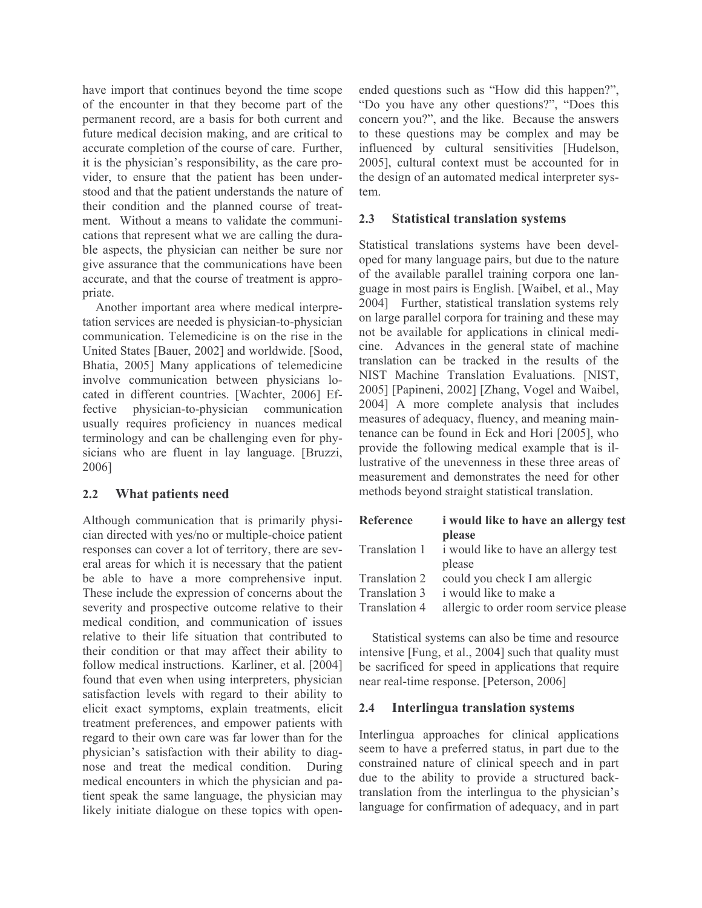have import that continues beyond the time scope of the encounter in that they become part of the permanent record, are a basis for both current and future medical decision making, and are critical to accurate completion of the course of care. Further, it is the physician's responsibility, as the care provider, to ensure that the patient has been understood and that the patient understands the nature of their condition and the planned course of treatment. Without a means to validate the communications that represent what we are calling the durable aspects, the physician can neither be sure nor give assurance that the communications have been accurate, and that the course of treatment is appropriate.

Another important area where medical interpretation services are needed is physician-to-physician communication. Telemedicine is on the rise in the United States [Bauer, 2002] and worldwide. [Sood, Bhatia, 2005] Many applications of telemedicine involve communication between physicians located in different countries. [Wachter, 2006] Effective physician-to-physician communication usually requires proficiency in nuances medical terminology and can be challenging even for physicians who are fluent in lay language. [Bruzzi, 2006]

## 2.2 What patients need

Although communication that is primarily physician directed with yes/no or multiple-choice patient responses can cover a lot of territory, there are several areas for which it is necessary that the patient be able to have a more comprehensive input. These include the expression of concerns about the severity and prospective outcome relative to their medical condition, and communication of issues relative to their life situation that contributed to their condition or that may affect their ability to follow medical instructions. Karliner, et al. [2004] found that even when using interpreters, physician satisfaction levels with regard to their ability to elicit exact symptoms, explain treatments, elicit treatment preferences, and empower patients with regard to their own care was far lower than for the physician's satisfaction with their ability to diagnose and treat the medical condition. During medical encounters in which the physician and patient speak the same language, the physician may likely initiate dialogue on these topics with open-ended questions such as "How did this happen?", "Do you have any other questions?", "Does this concern you?", and the like. Because the answers to these questions may be complex and may be influenced by cultural sensitivities [Hudelson, 2005], cultural context must be accounted for in the design of an automated medical interpreter system.

## 2.3 Statistical translation systems

Statistical translations systems have been developed for many language pairs, but due to the nature of the available parallel training corpora one language in most pairs is English. [Waibel, et al., May 2004] Further, statistical translation systems rely on large parallel corpora for training and these may not be available for applications in clinical medicine. Advances in the general state of machine translation can be tracked in the results of the NIST Machine Translation Evaluations. [NIST, 2005] [Papineni, 2002] [Zhang, Vogel and Waibel, 2004] A more complete analysis that includes measures of adequacy, fluency, and meaning maintenance can be found in Eck and Hori [2005], who provide the following medical example that is illustrative of the unevenness in these three areas of measurement and demonstrates the need for other methods beyond straight statistical translation.

| **Reference** | **i would like to have an allergy test please** |
|---|---|
| Translation 1 | i would like to have an allergy test please |
| Translation 2 | could you check I am allergic |
| Translation 3 | i would like to make a |
| Translation 4 | allergic to order room service please |

Statistical systems can also be time and resource intensive [Fung, et al., 2004] such that quality must be sacrificed for speed in applications that require near real-time response. [Peterson, 2006]

## 2.4 Interlingua translation systems

Interlingua approaches for clinical applications seem to have a preferred status, in part due to the constrained nature of clinical speech and in part due to the ability to provide a structured back-translation from the interlingua to the physician's language for confirmation of adequacy, and in part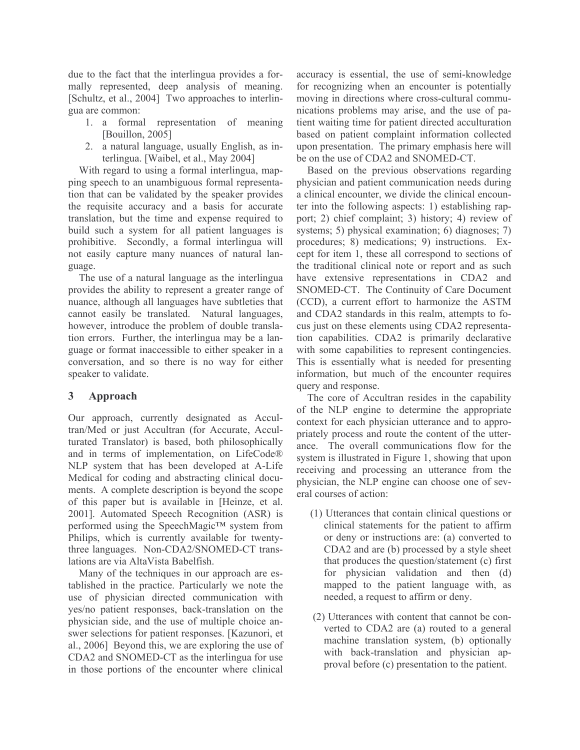due to the fact that the interlingua provides a formally represented, deep analysis of meaning. [Schultz, et al., 2004] Two approaches to interlingua are common:

1. a formal representation of meaning [Bouillon, 2005]
2. a natural language, usually English, as interlingua. [Waibel, et al., May 2004]

With regard to using a formal interlingua, mapping speech to an unambiguous formal representation that can be validated by the speaker provides the requisite accuracy and a basis for accurate translation, but the time and expense required to build such a system for all patient languages is prohibitive. Secondly, a formal interlingua will not easily capture many nuances of natural language.

The use of a natural language as the interlingua provides the ability to represent a greater range of nuance, although all languages have subtleties that cannot easily be translated. Natural languages, however, introduce the problem of double translation errors. Further, the interlingua may be a language or format inaccessible to either speaker in a conversation, and so there is no way for either speaker to validate.

## 3 Approach

Our approach, currently designated as Acculttran/Med or just Acculttran (for Accurate, Acculturated Translator) is based, both philosophically and in terms of implementation, on LifeCode® NLP system that has been developed at A-Life Medical for coding and abstracting clinical documents. A complete description is beyond the scope of this paper but is available in [Heinze, et al. 2001]. Automated Speech Recognition (ASR) is performed using the SpeechMagic™ system from Philips, which is currently available for twenty-three languages. Non-CDA2/SNOMED-CT translations are via AltaVista Babelfish.

Many of the techniques in our approach are established in the practice. Particularly we note the use of physician directed communication with yes/no patient responses, back-translation on the physician side, and the use of multiple choice answer selections for patient responses. [Kazunori, et al., 2006] Beyond this, we are exploring the use of CDA2 and SNOMED-CT as the interlingua for use in those portions of the encounter where clinical accuracy is essential, the use of semi-knowledge for recognizing when an encounter is potentially moving in directions where cross-cultural communications problems may arise, and the use of patient waiting time for patient directed acculturation based on patient complaint information collected upon presentation. The primary emphasis here will be on the use of CDA2 and SNOMED-CT.

Based on the previous observations regarding physician and patient communication needs during a clinical encounter, we divide the clinical encounter into the following aspects: 1) establishing rapport; 2) chief complaint; 3) history; 4) review of systems; 5) physical examination; 6) diagnoses; 7) procedures; 8) medications; 9) instructions. Except for item 1, these all correspond to sections of the traditional clinical note or report and as such have extensive representations in CDA2 and SNOMED-CT. The Continuity of Care Document (CCD), a current effort to harmonize the ASTM and CDA2 standards in this realm, attempts to focus just on these elements using CDA2 representation capabilities. CDA2 is primarily declarative with some capabilities to represent contingencies. This is essentially what is needed for presenting information, but much of the encounter requires query and response.

The core of Acculttran resides in the capability of the NLP engine to determine the appropriate context for each physician utterance and to appropriately process and route the content of the utterance. The overall communications flow for the system is illustrated in Figure 1, showing that upon receiving and processing an utterance from the physician, the NLP engine can choose one of several courses of action:

(1) Utterances that contain clinical questions or clinical statements for the patient to affirm or deny or instructions are: (a) converted to CDA2 and are (b) processed by a style sheet that produces the question/statement (c) first for physician validation and then (d) mapped to the patient language with, as needed, a request to affirm or deny.

(2) Utterances with content that cannot be converted to CDA2 are (a) routed to a general machine translation system, (b) optionally with back-translation and physician approval before (c) presentation to the patient.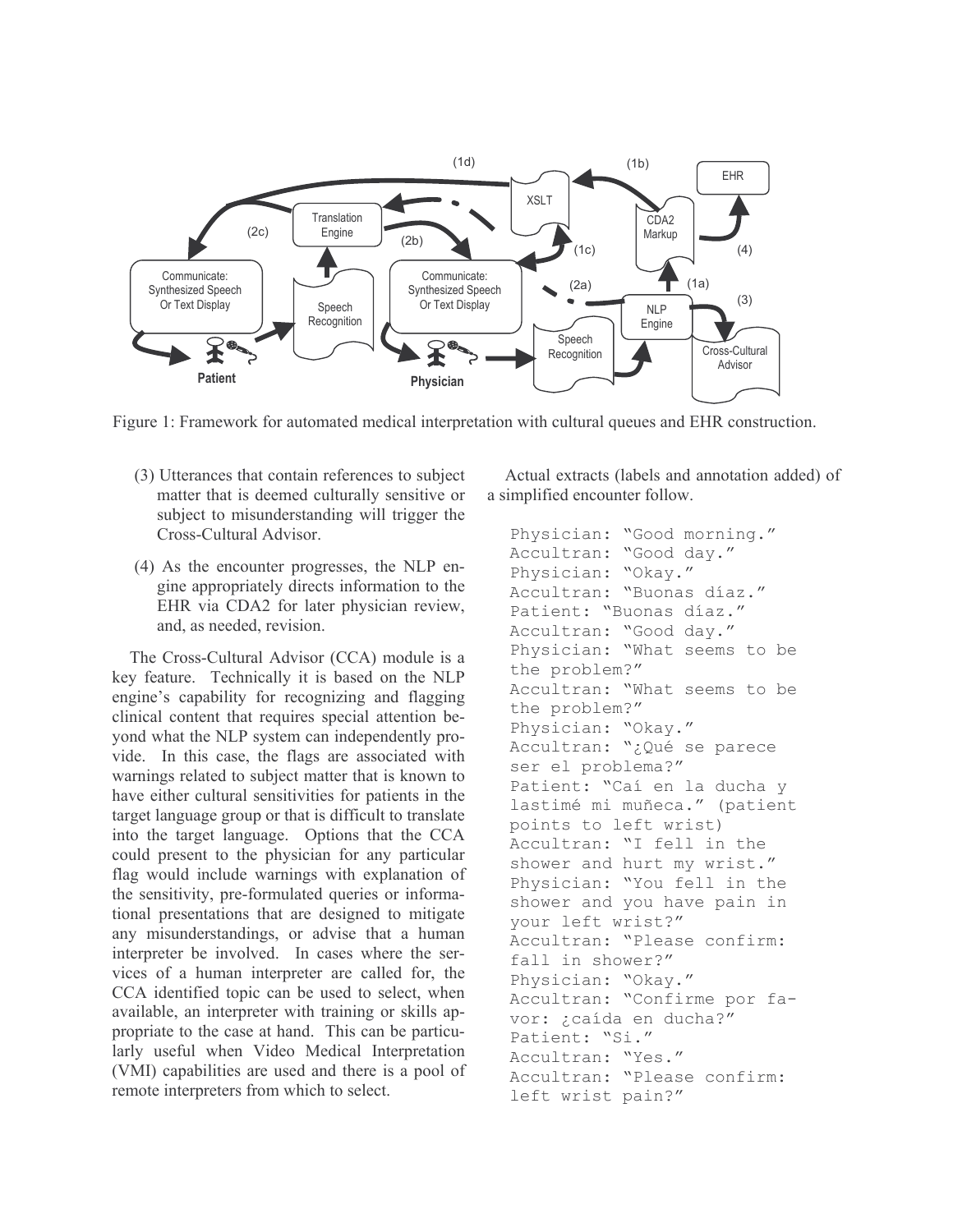Figure 1: Framework for automated medical interpretation with cultural queues and EHR construction.

(3) Utterances that contain references to subject matter that is deemed culturally sensitive or subject to misunderstanding will trigger the Cross-Cultural Advisor.

(4) As the encounter progresses, the NLP engine appropriately directs information to the EHR via CDA2 for later physician review, and, as needed, revision.

The Cross-Cultural Advisor (CCA) module is a key feature. Technically it is based on the NLP engine's capability for recognizing and flagging clinical content that requires special attention beyond what the NLP system can independently provide. In this case, the flags are associated with warnings related to subject matter that is known to have either cultural sensitivities for patients in the target language group or that is difficult to translate into the target language. Options that the CCA could present to the physician for any particular flag would include warnings with explanation of the sensitivity, pre-formulated queries or informational presentations that are designed to mitigate any misunderstandings, or advise that a human interpreter be involved. In cases where the services of a human interpreter are called for, the CCA identified topic can be used to select, when available, an interpreter with training or skills appropriate to the case at hand. This can be particularly useful when Video Medical Interpretation (VMI) capabilities are used and there is a pool of remote interpreters from which to select.

Actual extracts (labels and annotation added) of a simplified encounter follow.

```
Physician: "Good morning."
Acultran: "Good day."
Physician: "Okay."
Acultran: "Buonas díaz."
Patient: "Buonas díaz."
Acultran: "Good day."
Physician: "What seems to be the problem?"
Acultran: "What seems to be the problem?"
Physician: "Okay."
Acultran: "¿Qué se parece ser el problema?"
Patient: "Caí en la ducha y lastimé mi muñeca." (patient points to left wrist)
Acultran: "I fell in the shower and hurt my wrist."
Physician: "You fell in the shower and you have pain in your left wrist?"
Acultran: "Please confirm: fall in shower?"
Physician: "Okay."
Acultran: "Confirme por favor: ¿caída en ducha?"
Patient: "Si."
Acultran: "Yes."
Acultran: "Please confirm: left wrist pain?"
```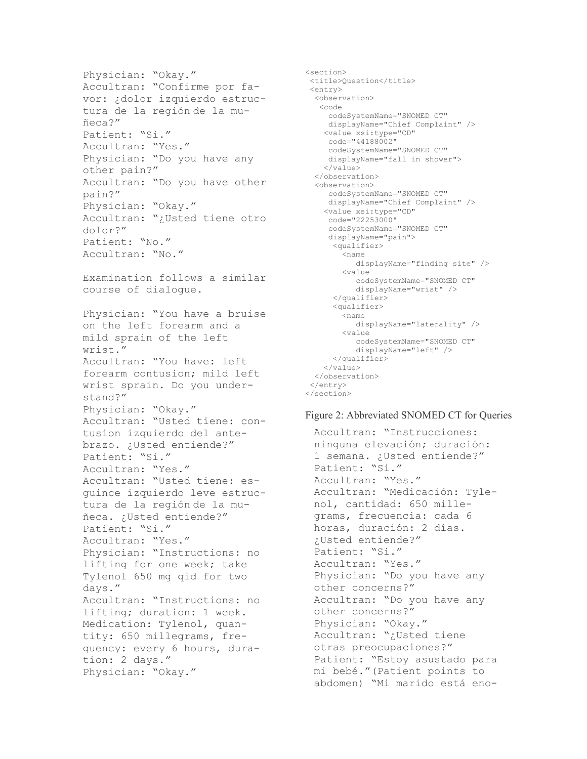Physician: "Okay."
Accultran: "Confirme por favor: ¿dolor izquierdo estructura de la región de la muñeca?"
Patient: "Si."
Accultran: "Yes."
Physician: "Do you have any other pain?"
Accultran: "Do you have other pain?"
Physician: "Okay."
Accultran: "¿Usted tiene otro dolor?"
Patient: "No."
Accultran: "No."

Examination follows a similar course of dialogue.

Physician: "You have a bruise on the left forearm and a mild sprain of the left wrist."
Accultran: "You have: left forearm contusion; mild left wrist sprain. Do you understand?"
Physician: "Okay."
Accultran: "Usted tiene: contusion izquierdo del antebrazo. ¿Usted entiende?"
Patient: "Si."
Accultran: "Yes."
Accultran: "Usted tiene: esguince izquierdo leve estructura de la región de la muñeca. ¿Usted entiende?"
Patient: "Si."
Accultran: "Yes."
Physician: "Instructions: no lifting for one week; take Tylenol 650 mg qid for two days."
Accultran: "Instructions: no lifting; duration: 1 week. Medication: Tylenol, quantity: 650 millegrams, frequency: every 6 hours, duration: 2 days."
Physician: "Okay."

```
<section>
 <title>Question</title>
 <entry>
  <observation>
   <code
     codeSystemName="SNOMED CT"
     displayName="Chief Complaint" />
    <value xsi:type="CD"
     code="44188002"
     codeSystemName="SNOMED CT"
     displayName="fall in shower">
    </value>
  </observation>
  <observation>
     codeSystemName="SNOMED CT"
     displayName="Chief Complaint" />
    <value xsi:type="CD"
     code="22253000"
     codeSystemName="SNOMED CT"
     displayName="pain">
      <qualifier>
        <name
           displayName="finding site" />
        <value
           codeSystemName="SNOMED CT"
           displayName="wrist" />
      </qualifier>
      <qualifier>
        <name
           displayName="laterality" />
        <value
           codeSystemName="SNOMED CT"
           displayName="left" />
      </qualifier>
    </value>
  </observation>
 </entry>
</section>
```

Figure 2: Abbreviated SNOMED CT for Queries

Accultran: "Instrucciones: ninguna elevación; duración: 1 semana. ¿Usted entiende?"
Patient: "Si."
Accultran: "Yes."
Accultran: "Medicación: Tylenol, cantidad: 650 millegrams, frecuencia: cada 6 horas, duración: 2 días. ¿Usted entiende?"
Patient: "Si."
Accultran: "Yes."
Physician: "Do you have any other concerns?"
Accultran: "Do you have any other concerns?"
Physician: "Okay."
Accultran: "¿Usted tiene otras preocupaciones?"
Patient: "Estoy asustado para mi bebé."(Patient points to abdomen) "Mi marido está eno-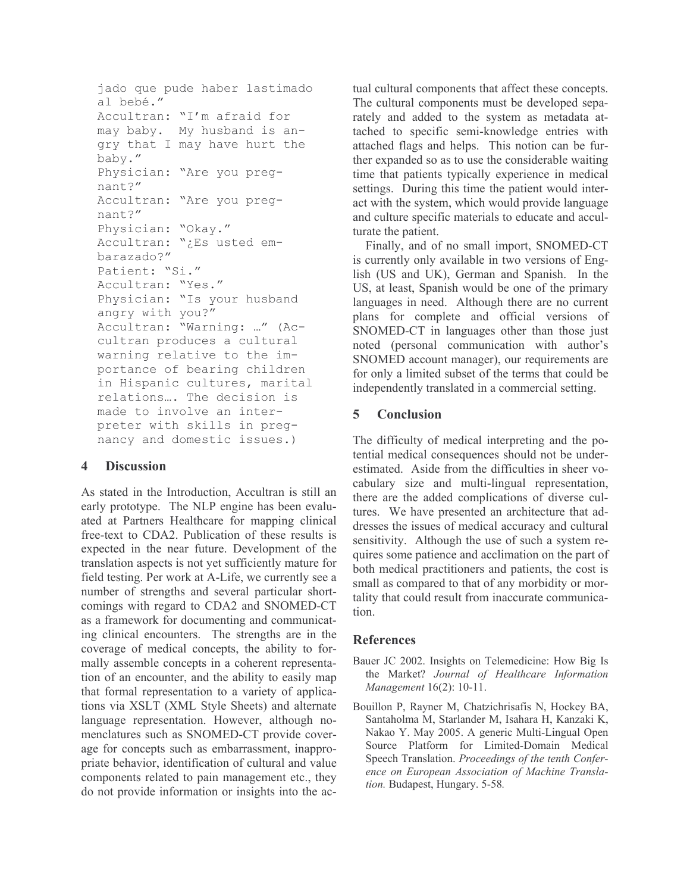```
jado que pude haber lastimado
al bebé."
Accultran: "I'm afraid for
may baby.  My husband is an-
gry that I may have hurt the
baby."
Physician: "Are you preg-
nant?"
Accultran: "Are you preg-
nant?"
Physician: "Okay."
Accultran: "¿Es usted em-
barazado?"
Patient: "Si."
Accultran: "Yes."
Physician: "Is your husband
angry with you?"
Accultran: "Warning: …" (Ac-
cultran produces a cultural
warning relative to the im-
portance of bearing children
in Hispanic cultures, marital
relations…. The decision is
made to involve an inter-
preter with skills in preg-
nancy and domestic issues.)
```

## 4 Discussion

As stated in the Introduction, Acccultran is still an early prototype. The NLP engine has been evaluated at Partners Healthcare for mapping clinical free-text to CDA2. Publication of these results is expected in the near future. Development of the translation aspects is not yet sufficiently mature for field testing. Per work at A-Life, we currently see a number of strengths and several particular shortcomings with regard to CDA2 and SNOMED-CT as a framework for documenting and communicating clinical encounters. The strengths are in the coverage of medical concepts, the ability to formally assemble concepts in a coherent representation of an encounter, and the ability to easily map that formal representation to a variety of applications via XSLT (XML Style Sheets) and alternate language representation. However, although nomenclatures such as SNOMED-CT provide coverage for concepts such as embarrassment, inappropriate behavior, identification of cultural and value components related to pain management etc., they do not provide information or insights into the actual cultural components that affect these concepts. The cultural components must be developed separately and added to the system as metadata attached to specific semi-knowledge entries with attached flags and helps. This notion can be further expanded so as to use the considerable waiting time that patients typically experience in medical settings. During this time the patient would interact with the system, which would provide language and culture specific materials to educate and acculturate the patient.

Finally, and of no small import, SNOMED-CT is currently only available in two versions of English (US and UK), German and Spanish. In the US, at least, Spanish would be one of the primary languages in need. Although there are no current plans for complete and official versions of SNOMED-CT in languages other than those just noted (personal communication with author's SNOMED account manager), our requirements are for only a limited subset of the terms that could be independently translated in a commercial setting.

## 5 Conclusion

The difficulty of medical interpreting and the potential medical consequences should not be underestimated. Aside from the difficulties in sheer vocabulary size and multi-lingual representation, there are the added complications of diverse cultures. We have presented an architecture that addresses the issues of medical accuracy and cultural sensitivity. Although the use of such a system requires some patience and acclimation on the part of both medical practitioners and patients, the cost is small as compared to that of any morbidity or mortality that could result from inaccurate communication.

## References

Bauer JC 2002. Insights on Telemedicine: How Big Is the Market? *Journal of Healthcare Information Management* 16(2): 10-11.

Bouillon P, Rayner M, Chatzichrisafis N, Hockey BA, Santaholma M, Starlander M, Isahara H, Kanzaki K, Nakao Y. May 2005. A generic Multi-Lingual Open Source Platform for Limited-Domain Medical Speech Translation. *Proceedings of the tenth Conference on European Association of Machine Translation.* Budapest, Hungary. 5-58.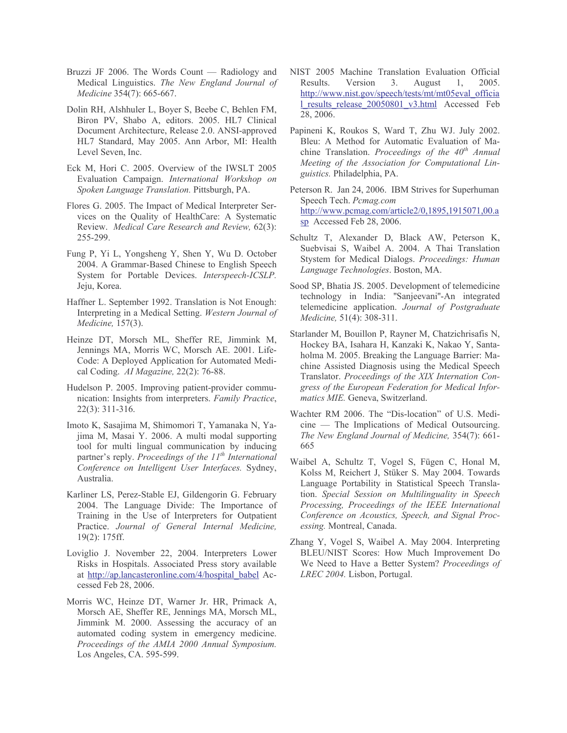Bruzzi JF 2006. The Words Count — Radiology and Medical Linguistics. *The New England Journal of Medicine* 354(7): 665-667.

Dolin RH, Alshhuler L, Boyer S, Beebe C, Behlen FM, Biron PV, Shabo A, editors. 2005. HL7 Clinical Document Architecture, Release 2.0. ANSI-approved HL7 Standard, May 2005. Ann Arbor, MI: Health Level Seven, Inc.

Eck M, Hori C. 2005. Overview of the IWSLT 2005 Evaluation Campaign. *International Workshop on Spoken Language Translation.* Pittsburgh, PA.

Flores G. 2005. The Impact of Medical Interpreter Services on the Quality of HealthCare: A Systematic Review. *Medical Care Research and Review,* 62(3): 255-299.

Fung P, Yi L, Yongsheng Y, Shen Y, Wu D. October 2004. A Grammar-Based Chinese to English Speech System for Portable Devices. *Interspeech-ICSLP.* Jeju, Korea.

Haffner L. September 1992. Translation is Not Enough: Interpreting in a Medical Setting. *Western Journal of Medicine,* 157(3).

Heinze DT, Morsch ML, Sheffer RE, Jimmink M, Jennings MA, Morris WC, Morsch AE. 2001. Life-Code: A Deployed Application for Automated Medical Coding. *AI Magazine,* 22(2): 76-88.

Hudelson P. 2005. Improving patient-provider communication: Insights from interpreters. *Family Practice*, 22(3): 311-316.

Imoto K, Sasajima M, Shimomori T, Yamanaka N, Yajima M, Masai Y. 2006. A multi modal supporting tool for multi lingual communication by inducing partner's reply. *Proceedings of the 11th International Conference on Intelligent User Interfaces.* Sydney, Australia.

Karliner LS, Perez-Stable EJ, Gildengorin G. February 2004. The Language Divide: The Importance of Training in the Use of Interpreters for Outpatient Practice. *Journal of General Internal Medicine,* 19(2): 175ff.

Loviglio J. November 22, 2004. Interpreters Lower Risks in Hospitals. Associated Press story available at http://ap.lancasteronline.com/4/hospital_babel Accessed Feb 28, 2006.

Morris WC, Heinze DT, Warner Jr. HR, Primack A, Morsch AE, Sheffer RE, Jennings MA, Morsch ML, Jimmink M. 2000. Assessing the accuracy of an automated coding system in emergency medicine. *Proceedings of the AMIA 2000 Annual Symposium.* Los Angeles, CA. 595-599.

NIST 2005 Machine Translation Evaluation Official Results. Version 3. August 1, 2005. http://www.nist.gov/speech/tests/mt/mt05eval_official_results_release_20050801_v3.html Accessed Feb 28, 2006.

Papineni K, Roukos S, Ward T, Zhu WJ. July 2002. Bleu: A Method for Automatic Evaluation of Machine Translation. *Proceedings of the 40th Annual Meeting of the Association for Computational Linguistics.* Philadelphia, PA.

Peterson R. Jan 24, 2006. IBM Strives for Superhuman Speech Tech. *Pcmag.com* http://www.pcmag.com/article2/0,1895,1915071,00.asp Accessed Feb 28, 2006.

Schultz T, Alexander D, Black AW, Peterson K, Suebvisai S, Waibel A. 2004. A Thai Translation Stystem for Medical Dialogs. *Proceedings: Human Language Technologies*. Boston, MA.

Sood SP, Bhatia JS. 2005. Development of telemedicine technology in India: "Sanjeevani"-An integrated telemedicine application. *Journal of Postgraduate Medicine,* 51(4): 308-311.

Starlander M, Bouillon P, Rayner M, Chatzichrisafis N, Hockey BA, Isahara H, Kanzaki K, Nakao Y, Santaholma M. 2005. Breaking the Language Barrier: Machine Assisted Diagnosis using the Medical Speech Translator. *Proceedings of the XIX Internation Congress of the European Federation for Medical Informatics MIE.* Geneva, Switzerland.

Wachter RM 2006. The "Dis-location" of U.S. Medicine — The Implications of Medical Outsourcing. *The New England Journal of Medicine,* 354(7): 661-665

Waibel A, Schultz T, Vogel S, Fügen C, Honal M, Kolss M, Reichert J, Stüker S. May 2004. Towards Language Portability in Statistical Speech Translation. *Special Session on Multilinguality in Speech Processing, Proceedings of the IEEE International Conference on Acoustics, Speech, and Signal Processing.* Montreal, Canada.

Zhang Y, Vogel S, Waibel A. May 2004. Interpreting BLEU/NIST Scores: How Much Improvement Do We Need to Have a Better System? *Proceedings of LREC 2004.* Lisbon, Portugal.